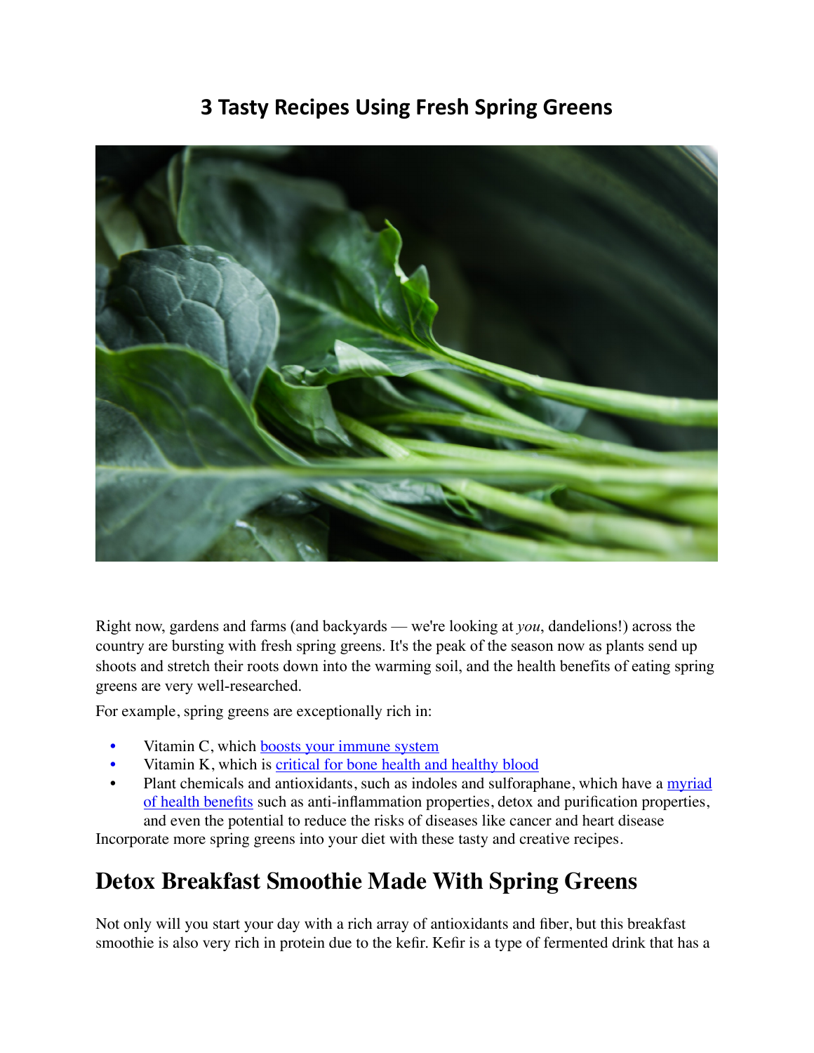# 3 Tasty Recipes Using Fresh Spring Greens

Right now, gardens and farms (and backyards — we're looking at *you*, dandelions!) across the country are bursting with fresh spring greens. It's the peak of the season now as plants send up shoots and stretch their roots down into the warming soil, and the health benefits of eating spring greens are very well-researched.

For example, spring greens are exceptionally rich in:

- Vitamin C, which [boosts your immune system]
- Vitamin K, which is [critical for bone health and healthy blood]
- Plant chemicals and antioxidants, such as indoles and sulforaphane, which have a [myriad of health benefits] such as anti-inflammation properties, detox and purification properties, and even the potential to reduce the risks of diseases like cancer and heart disease

Incorporate more spring greens into your diet with these tasty and creative recipes.

## Detox Breakfast Smoothie Made With Spring Greens

Not only will you start your day with a rich array of antioxidants and fiber, but this breakfast smoothie is also very rich in protein due to the kefir. Kefir is a type of fermented drink that has a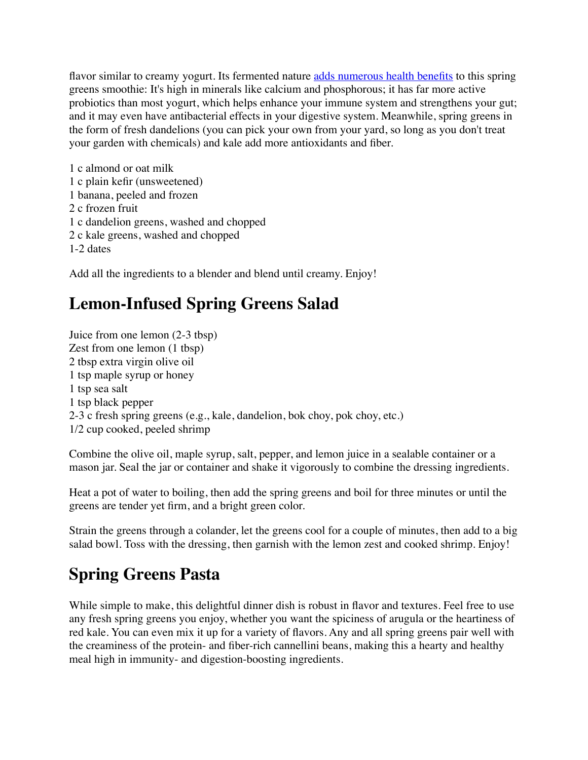flavor similar to creamy yogurt. Its fermented nature [adds numerous health benefits] to this spring greens smoothie: It's high in minerals like calcium and phosphorous; it has far more active probiotics than most yogurt, which helps enhance your immune system and strengthens your gut; and it may even have antibacterial effects in your digestive system. Meanwhile, spring greens in the form of fresh dandelions (you can pick your own from your yard, so long as you don't treat your garden with chemicals) and kale add more antioxidants and fiber.

1 c almond or oat milk
1 c plain kefir (unsweetened)
1 banana, peeled and frozen
2 c frozen fruit
1 c dandelion greens, washed and chopped
2 c kale greens, washed and chopped
1-2 dates

Add all the ingredients to a blender and blend until creamy. Enjoy!

## Lemon-Infused Spring Greens Salad

Juice from one lemon (2-3 tbsp)
Zest from one lemon (1 tbsp)
2 tbsp extra virgin olive oil
1 tsp maple syrup or honey
1 tsp sea salt
1 tsp black pepper
2-3 c fresh spring greens (e.g., kale, dandelion, bok choy, pok choy, etc.)
1/2 cup cooked, peeled shrimp

Combine the olive oil, maple syrup, salt, pepper, and lemon juice in a sealable container or a mason jar. Seal the jar or container and shake it vigorously to combine the dressing ingredients.

Heat a pot of water to boiling, then add the spring greens and boil for three minutes or until the greens are tender yet firm, and a bright green color.

Strain the greens through a colander, let the greens cool for a couple of minutes, then add to a big salad bowl. Toss with the dressing, then garnish with the lemon zest and cooked shrimp. Enjoy!

## Spring Greens Pasta

While simple to make, this delightful dinner dish is robust in flavor and textures. Feel free to use any fresh spring greens you enjoy, whether you want the spiciness of arugula or the heartiness of red kale. You can even mix it up for a variety of flavors. Any and all spring greens pair well with the creaminess of the protein- and fiber-rich cannellini beans, making this a hearty and healthy meal high in immunity- and digestion-boosting ingredients.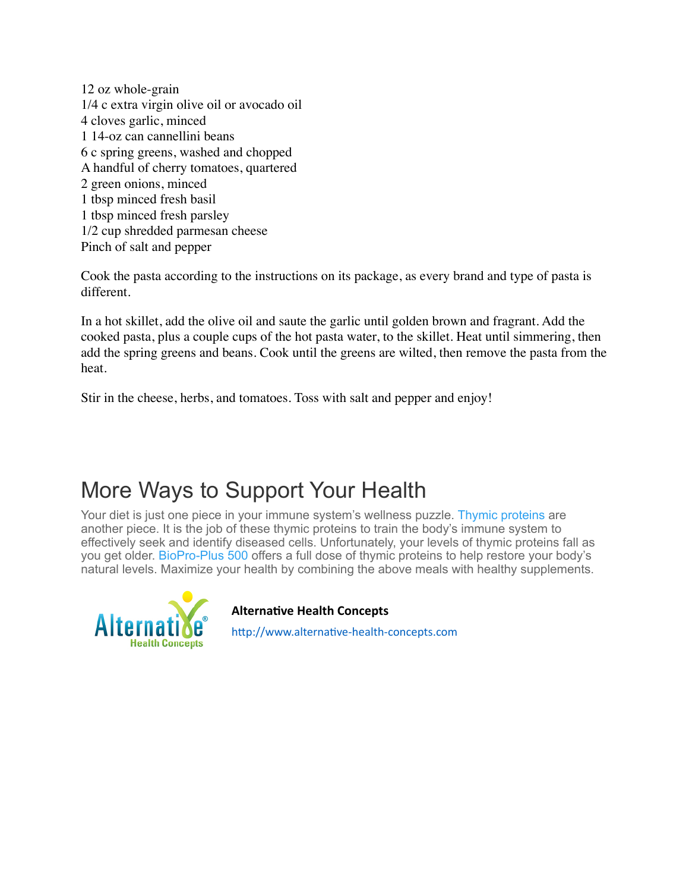12 oz whole-grain
1/4 c extra virgin olive oil or avocado oil
4 cloves garlic, minced
1 14-oz can cannellini beans
6 c spring greens, washed and chopped
A handful of cherry tomatoes, quartered
2 green onions, minced
1 tbsp minced fresh basil
1 tbsp minced fresh parsley
1/2 cup shredded parmesan cheese
Pinch of salt and pepper

Cook the pasta according to the instructions on its package, as every brand and type of pasta is different.

In a hot skillet, add the olive oil and saute the garlic until golden brown and fragrant. Add the cooked pasta, plus a couple cups of the hot pasta water, to the skillet. Heat until simmering, then add the spring greens and beans. Cook until the greens are wilted, then remove the pasta from the heat.

Stir in the cheese, herbs, and tomatoes. Toss with salt and pepper and enjoy!

# More Ways to Support Your Health

Your diet is just one piece in your immune system's wellness puzzle. Thymic proteins are another piece. It is the job of these thymic proteins to train the body's immune system to effectively seek and identify diseased cells. Unfortunately, your levels of thymic proteins fall as you get older. BioPro-Plus 500 offers a full dose of thymic proteins to help restore your body's natural levels. Maximize your health by combining the above meals with healthy supplements.

Alternative® Health Concepts

**Alternative Health Concepts**

http://www.alternative-health-concepts.com